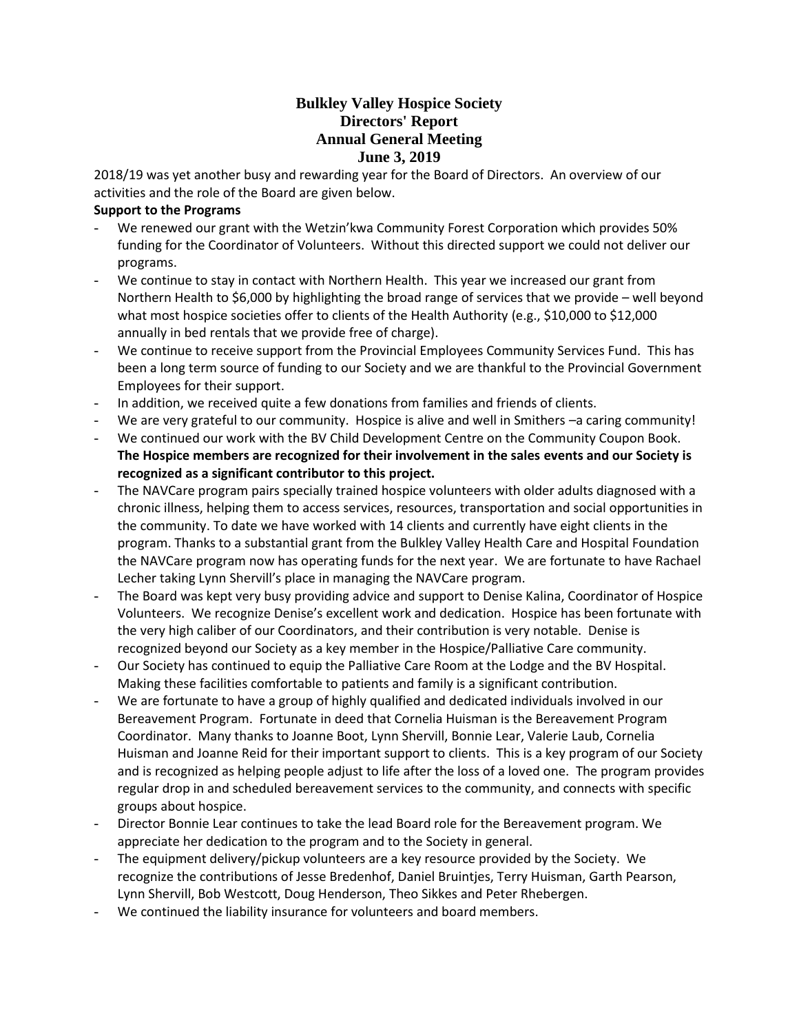# Bulkley Valley Hospice Society
## Directors' Report
## Annual General Meeting
## June 3, 2019

2018/19 was yet another busy and rewarding year for the Board of Directors. An overview of our activities and the role of the Board are given below.

**Support to the Programs**

- We renewed our grant with the Wetzin'kwa Community Forest Corporation which provides 50% funding for the Coordinator of Volunteers. Without this directed support we could not deliver our programs.
- We continue to stay in contact with Northern Health. This year we increased our grant from Northern Health to $6,000 by highlighting the broad range of services that we provide – well beyond what most hospice societies offer to clients of the Health Authority (e.g., $10,000 to $12,000 annually in bed rentals that we provide free of charge).
- We continue to receive support from the Provincial Employees Community Services Fund. This has been a long term source of funding to our Society and we are thankful to the Provincial Government Employees for their support.
- In addition, we received quite a few donations from families and friends of clients.
- We are very grateful to our community. Hospice is alive and well in Smithers –a caring community!
- We continued our work with the BV Child Development Centre on the Community Coupon Book. **The Hospice members are recognized for their involvement in the sales events and our Society is recognized as a significant contributor to this project.**
- The NAVCare program pairs specially trained hospice volunteers with older adults diagnosed with a chronic illness, helping them to access services, resources, transportation and social opportunities in the community. To date we have worked with 14 clients and currently have eight clients in the program. Thanks to a substantial grant from the Bulkley Valley Health Care and Hospital Foundation the NAVCare program now has operating funds for the next year. We are fortunate to have Rachael Lecher taking Lynn Shervill's place in managing the NAVCare program.
- The Board was kept very busy providing advice and support to Denise Kalina, Coordinator of Hospice Volunteers. We recognize Denise's excellent work and dedication. Hospice has been fortunate with the very high caliber of our Coordinators, and their contribution is very notable. Denise is recognized beyond our Society as a key member in the Hospice/Palliative Care community.
- Our Society has continued to equip the Palliative Care Room at the Lodge and the BV Hospital. Making these facilities comfortable to patients and family is a significant contribution.
- We are fortunate to have a group of highly qualified and dedicated individuals involved in our Bereavement Program. Fortunate in deed that Cornelia Huisman is the Bereavement Program Coordinator. Many thanks to Joanne Boot, Lynn Shervill, Bonnie Lear, Valerie Laub, Cornelia Huisman and Joanne Reid for their important support to clients. This is a key program of our Society and is recognized as helping people adjust to life after the loss of a loved one. The program provides regular drop in and scheduled bereavement services to the community, and connects with specific groups about hospice.
- Director Bonnie Lear continues to take the lead Board role for the Bereavement program. We appreciate her dedication to the program and to the Society in general.
- The equipment delivery/pickup volunteers are a key resource provided by the Society. We recognize the contributions of Jesse Bredenhof, Daniel Bruintjes, Terry Huisman, Garth Pearson, Lynn Shervill, Bob Westcott, Doug Henderson, Theo Sikkes and Peter Rhebergen.
- We continued the liability insurance for volunteers and board members.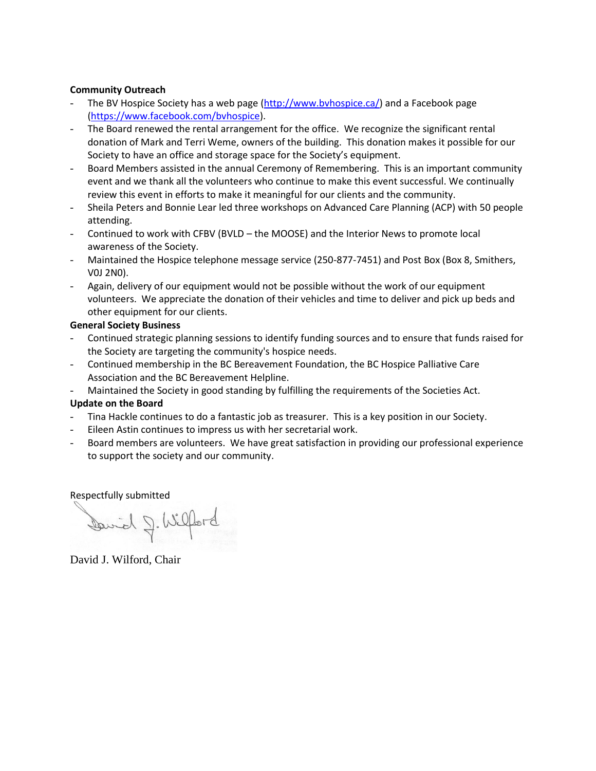**Community Outreach**

- The BV Hospice Society has a web page (http://www.bvhospice.ca/) and a Facebook page (https://www.facebook.com/bvhospice).
- The Board renewed the rental arrangement for the office. We recognize the significant rental donation of Mark and Terri Weme, owners of the building. This donation makes it possible for our Society to have an office and storage space for the Society's equipment.
- Board Members assisted in the annual Ceremony of Remembering. This is an important community event and we thank all the volunteers who continue to make this event successful. We continually review this event in efforts to make it meaningful for our clients and the community.
- Sheila Peters and Bonnie Lear led three workshops on Advanced Care Planning (ACP) with 50 people attending.
- Continued to work with CFBV (BVLD – the MOOSE) and the Interior News to promote local awareness of the Society.
- Maintained the Hospice telephone message service (250-877-7451) and Post Box (Box 8, Smithers, V0J 2N0).
- Again, delivery of our equipment would not be possible without the work of our equipment volunteers. We appreciate the donation of their vehicles and time to deliver and pick up beds and other equipment for our clients.

**General Society Business**

- Continued strategic planning sessions to identify funding sources and to ensure that funds raised for the Society are targeting the community's hospice needs.
- Continued membership in the BC Bereavement Foundation, the BC Hospice Palliative Care Association and the BC Bereavement Helpline.
- Maintained the Society in good standing by fulfilling the requirements of the Societies Act.

**Update on the Board**

- Tina Hackle continues to do a fantastic job as treasurer. This is a key position in our Society.
- Eileen Astin continues to impress us with her secretarial work.
- Board members are volunteers. We have great satisfaction in providing our professional experience to support the society and our community.

Respectfully submitted

David J. Wilford

David J. Wilford, Chair